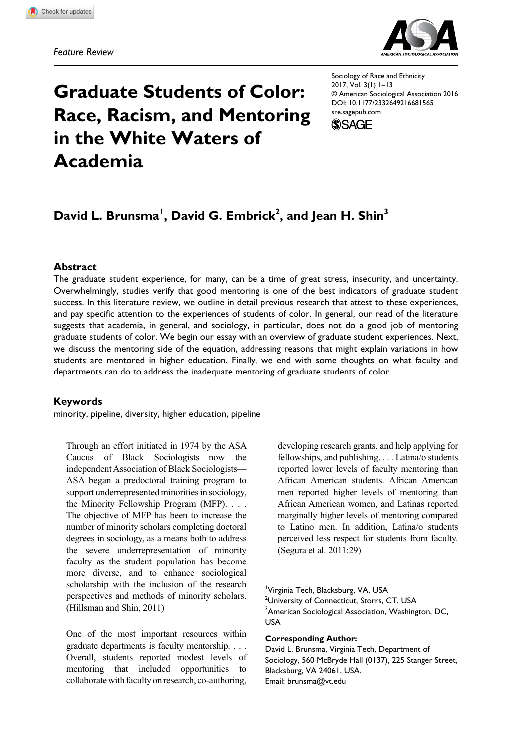*Feature Review*

# Graduate Students of Color: Race, Racism, and Mentoring in the White Waters of Academia

Sociology of Race and Ethnicity
2017, Vol. 3(1) 1–13
© American Sociological Association 2016
DOI: 10.1177/2332649216681565
sre.sagepub.com

**David L. Brunsma[1], David G. Embrick[2], and Jean H. Shin[3]**

### Abstract

The graduate student experience, for many, can be a time of great stress, insecurity, and uncertainty. Overwhelmingly, studies verify that good mentoring is one of the best indicators of graduate student success. In this literature review, we outline in detail previous research that attest to these experiences, and pay specific attention to the experiences of students of color. In general, our read of the literature suggests that academia, in general, and sociology, in particular, does not do a good job of mentoring graduate students of color. We begin our essay with an overview of graduate student experiences. Next, we discuss the mentoring side of the equation, addressing reasons that might explain variations in how students are mentored in higher education. Finally, we end with some thoughts on what faculty and departments can do to address the inadequate mentoring of graduate students of color.

### Keywords

minority, pipeline, diversity, higher education, pipeline

> Through an effort initiated in 1974 by the ASA Caucus of Black Sociologists—now the independent Association of Black Sociologists—ASA began a predoctoral training program to support underrepresented minorities in sociology, the Minority Fellowship Program (MFP). . . . The objective of MFP has been to increase the number of minority scholars completing doctoral degrees in sociology, as a means both to address the severe underrepresentation of minority faculty as the student population has become more diverse, and to enhance sociological scholarship with the inclusion of the research perspectives and methods of minority scholars. (Hillsman and Shin, 2011)

> One of the most important resources within graduate departments is faculty mentorship. . . . Overall, students reported modest levels of mentoring that included opportunities to collaborate with faculty on research, co-authoring, developing research grants, and help applying for fellowships, and publishing. . . . Latina/o students reported lower levels of faculty mentoring than African American students. African American men reported higher levels of mentoring than African American women, and Latinas reported marginally higher levels of mentoring compared to Latino men. In addition, Latina/o students perceived less respect for students from faculty. (Segura et al. 2011:29)

[1]Virginia Tech, Blacksburg, VA, USA
[2]University of Connecticut, Storrs, CT, USA
[3]American Sociological Association, Washington, DC, USA

**Corresponding Author:**
David L. Brunsma, Virginia Tech, Department of Sociology, 560 McBryde Hall (0137), 225 Stanger Street, Blacksburg, VA 24061, USA.
Email: brunsma@vt.edu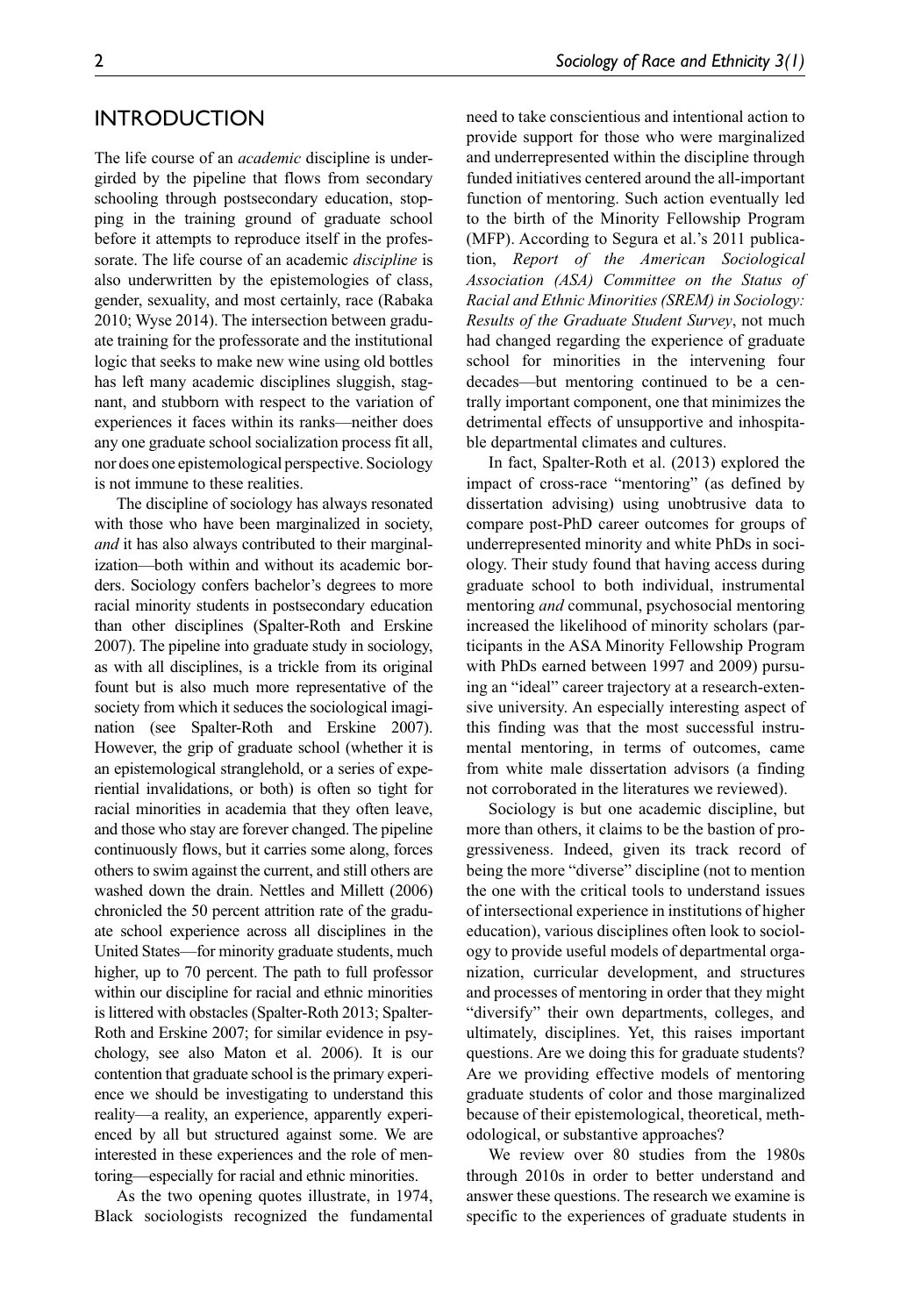# INTRODUCTION

The life course of an *academic* discipline is undergirded by the pipeline that flows from secondary schooling through postsecondary education, stopping in the training ground of graduate school before it attempts to reproduce itself in the professorate. The life course of an academic *discipline* is also underwritten by the epistemologies of class, gender, sexuality, and most certainly, race (Rabaka 2010; Wyse 2014). The intersection between graduate training for the professorate and the institutional logic that seeks to make new wine using old bottles has left many academic disciplines sluggish, stagnant, and stubborn with respect to the variation of experiences it faces within its ranks—neither does any one graduate school socialization process fit all, nor does one epistemological perspective. Sociology is not immune to these realities.

The discipline of sociology has always resonated with those who have been marginalized in society, *and* it has also always contributed to their marginalization—both within and without its academic borders. Sociology confers bachelor's degrees to more racial minority students in postsecondary education than other disciplines (Spalter-Roth and Erskine 2007). The pipeline into graduate study in sociology, as with all disciplines, is a trickle from its original fount but is also much more representative of the society from which it seduces the sociological imagination (see Spalter-Roth and Erskine 2007). However, the grip of graduate school (whether it is an epistemological stranglehold, or a series of experiential invalidations, or both) is often so tight for racial minorities in academia that they often leave, and those who stay are forever changed. The pipeline continuously flows, but it carries some along, forces others to swim against the current, and still others are washed down the drain. Nettles and Millett (2006) chronicled the 50 percent attrition rate of the graduate school experience across all disciplines in the United States—for minority graduate students, much higher, up to 70 percent. The path to full professor within our discipline for racial and ethnic minorities is littered with obstacles (Spalter-Roth 2013; Spalter-Roth and Erskine 2007; for similar evidence in psychology, see also Maton et al. 2006). It is our contention that graduate school is the primary experience we should be investigating to understand this reality—a reality, an experience, apparently experienced by all but structured against some. We are interested in these experiences and the role of mentoring—especially for racial and ethnic minorities.

As the two opening quotes illustrate, in 1974, Black sociologists recognized the fundamental need to take conscientious and intentional action to provide support for those who were marginalized and underrepresented within the discipline through funded initiatives centered around the all-important function of mentoring. Such action eventually led to the birth of the Minority Fellowship Program (MFP). According to Segura et al.'s 2011 publication, *Report of the American Sociological Association (ASA) Committee on the Status of Racial and Ethnic Minorities (SREM) in Sociology: Results of the Graduate Student Survey*, not much had changed regarding the experience of graduate school for minorities in the intervening four decades—but mentoring continued to be a centrally important component, one that minimizes the detrimental effects of unsupportive and inhospitable departmental climates and cultures.

In fact, Spalter-Roth et al. (2013) explored the impact of cross-race "mentoring" (as defined by dissertation advising) using unobtrusive data to compare post-PhD career outcomes for groups of underrepresented minority and white PhDs in sociology. Their study found that having access during graduate school to both individual, instrumental mentoring *and* communal, psychosocial mentoring increased the likelihood of minority scholars (participants in the ASA Minority Fellowship Program with PhDs earned between 1997 and 2009) pursuing an "ideal" career trajectory at a research-extensive university. An especially interesting aspect of this finding was that the most successful instrumental mentoring, in terms of outcomes, came from white male dissertation advisors (a finding not corroborated in the literatures we reviewed).

Sociology is but one academic discipline, but more than others, it claims to be the bastion of progressiveness. Indeed, given its track record of being the more "diverse" discipline (not to mention the one with the critical tools to understand issues of intersectional experience in institutions of higher education), various disciplines often look to sociology to provide useful models of departmental organization, curricular development, and structures and processes of mentoring in order that they might "diversify" their own departments, colleges, and ultimately, disciplines. Yet, this raises important questions. Are we doing this for graduate students? Are we providing effective models of mentoring graduate students of color and those marginalized because of their epistemological, theoretical, methodological, or substantive approaches?

We review over 80 studies from the 1980s through 2010s in order to better understand and answer these questions. The research we examine is specific to the experiences of graduate students in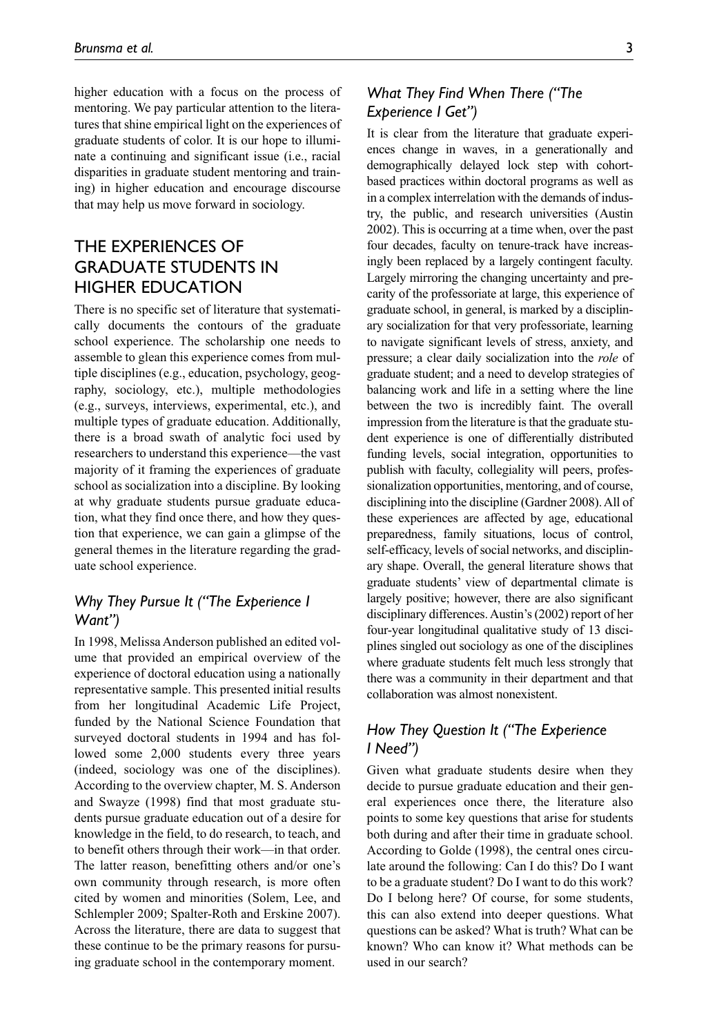higher education with a focus on the process of mentoring. We pay particular attention to the literatures that shine empirical light on the experiences of graduate students of color. It is our hope to illuminate a continuing and significant issue (i.e., racial disparities in graduate student mentoring and training) in higher education and encourage discourse that may help us move forward in sociology.

## THE EXPERIENCES OF GRADUATE STUDENTS IN HIGHER EDUCATION

There is no specific set of literature that systematically documents the contours of the graduate school experience. The scholarship one needs to assemble to glean this experience comes from multiple disciplines (e.g., education, psychology, geography, sociology, etc.), multiple methodologies (e.g., surveys, interviews, experimental, etc.), and multiple types of graduate education. Additionally, there is a broad swath of analytic foci used by researchers to understand this experience—the vast majority of it framing the experiences of graduate school as socialization into a discipline. By looking at why graduate students pursue graduate education, what they find once there, and how they question that experience, we can gain a glimpse of the general themes in the literature regarding the graduate school experience.

### *Why They Pursue It ("The Experience I Want")*

In 1998, Melissa Anderson published an edited volume that provided an empirical overview of the experience of doctoral education using a nationally representative sample. This presented initial results from her longitudinal Academic Life Project, funded by the National Science Foundation that surveyed doctoral students in 1994 and has followed some 2,000 students every three years (indeed, sociology was one of the disciplines). According to the overview chapter, M. S. Anderson and Swayze (1998) find that most graduate students pursue graduate education out of a desire for knowledge in the field, to do research, to teach, and to benefit others through their work—in that order. The latter reason, benefitting others and/or one's own community through research, is more often cited by women and minorities (Solem, Lee, and Schlempler 2009; Spalter-Roth and Erskine 2007). Across the literature, there are data to suggest that these continue to be the primary reasons for pursuing graduate school in the contemporary moment.

### *What They Find When There ("The Experience I Get")*

It is clear from the literature that graduate experiences change in waves, in a generationally and demographically delayed lock step with cohort-based practices within doctoral programs as well as in a complex interrelation with the demands of industry, the public, and research universities (Austin 2002). This is occurring at a time when, over the past four decades, faculty on tenure-track have increasingly been replaced by a largely contingent faculty. Largely mirroring the changing uncertainty and precarity of the professoriate at large, this experience of graduate school, in general, is marked by a disciplinary socialization for that very professoriate, learning to navigate significant levels of stress, anxiety, and pressure; a clear daily socialization into the *role* of graduate student; and a need to develop strategies of balancing work and life in a setting where the line between the two is incredibly faint. The overall impression from the literature is that the graduate student experience is one of differentially distributed funding levels, social integration, opportunities to publish with faculty, collegiality will peers, professionalization opportunities, mentoring, and of course, disciplining into the discipline (Gardner 2008). All of these experiences are affected by age, educational preparedness, family situations, locus of control, self-efficacy, levels of social networks, and disciplinary shape. Overall, the general literature shows that graduate students' view of departmental climate is largely positive; however, there are also significant disciplinary differences. Austin's (2002) report of her four-year longitudinal qualitative study of 13 disciplines singled out sociology as one of the disciplines where graduate students felt much less strongly that there was a community in their department and that collaboration was almost nonexistent.

### *How They Question It ("The Experience I Need")*

Given what graduate students desire when they decide to pursue graduate education and their general experiences once there, the literature also points to some key questions that arise for students both during and after their time in graduate school. According to Golde (1998), the central ones circulate around the following: Can I do this? Do I want to be a graduate student? Do I want to do this work? Do I belong here? Of course, for some students, this can also extend into deeper questions. What questions can be asked? What is truth? What can be known? Who can know it? What methods can be used in our search?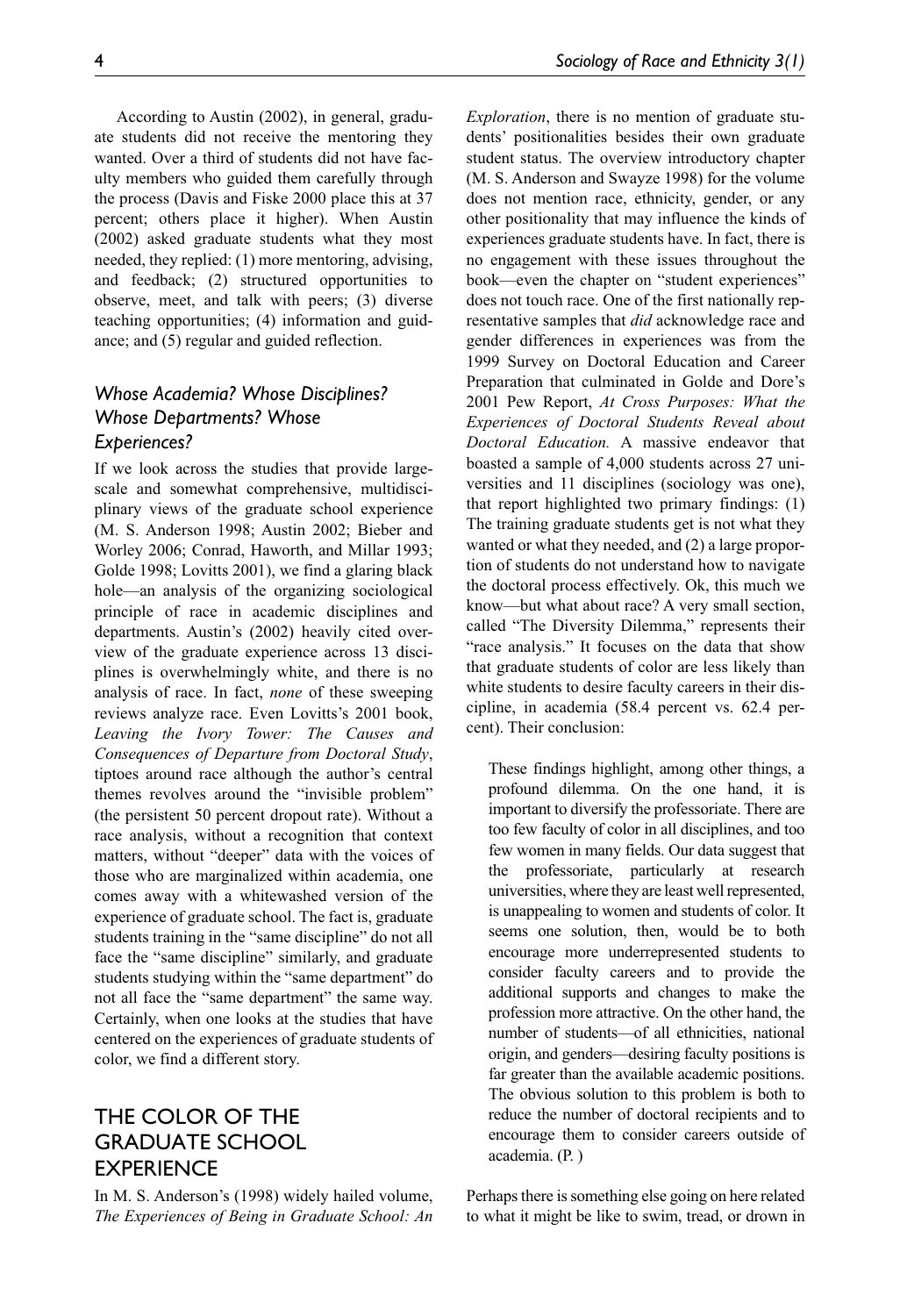According to Austin (2002), in general, graduate students did not receive the mentoring they wanted. Over a third of students did not have faculty members who guided them carefully through the process (Davis and Fiske 2000 place this at 37 percent; others place it higher). When Austin (2002) asked graduate students what they most needed, they replied: (1) more mentoring, advising, and feedback; (2) structured opportunities to observe, meet, and talk with peers; (3) diverse teaching opportunities; (4) information and guidance; and (5) regular and guided reflection.

### *Whose Academia? Whose Disciplines? Whose Departments? Whose Experiences?*

If we look across the studies that provide large-scale and somewhat comprehensive, multidisciplinary views of the graduate school experience (M. S. Anderson 1998; Austin 2002; Bieber and Worley 2006; Conrad, Haworth, and Millar 1993; Golde 1998; Lovitts 2001), we find a glaring black hole—an analysis of the organizing sociological principle of race in academic disciplines and departments. Austin's (2002) heavily cited overview of the graduate experience across 13 disciplines is overwhelmingly white, and there is no analysis of race. In fact, *none* of these sweeping reviews analyze race. Even Lovitts's 2001 book, *Leaving the Ivory Tower: The Causes and Consequences of Departure from Doctoral Study*, tiptoes around race although the author's central themes revolves around the "invisible problem" (the persistent 50 percent dropout rate). Without a race analysis, without a recognition that context matters, without "deeper" data with the voices of those who are marginalized within academia, one comes away with a whitewashed version of the experience of graduate school. The fact is, graduate students training in the "same discipline" do not all face the "same discipline" similarly, and graduate students studying within the "same department" do not all face the "same department" the same way. Certainly, when one looks at the studies that have centered on the experiences of graduate students of color, we find a different story.

## THE COLOR OF THE GRADUATE SCHOOL EXPERIENCE

In M. S. Anderson's (1998) widely hailed volume, *The Experiences of Being in Graduate School: An Exploration*, there is no mention of graduate students' positionalities besides their own graduate student status. The overview introductory chapter (M. S. Anderson and Swayze 1998) for the volume does not mention race, ethnicity, gender, or any other positionality that may influence the kinds of experiences graduate students have. In fact, there is no engagement with these issues throughout the book—even the chapter on "student experiences" does not touch race. One of the first nationally representative samples that *did* acknowledge race and gender differences in experiences was from the 1999 Survey on Doctoral Education and Career Preparation that culminated in Golde and Dore's 2001 Pew Report, *At Cross Purposes: What the Experiences of Doctoral Students Reveal about Doctoral Education.* A massive endeavor that boasted a sample of 4,000 students across 27 universities and 11 disciplines (sociology was one), that report highlighted two primary findings: (1) The training graduate students get is not what they wanted or what they needed, and (2) a large proportion of students do not understand how to navigate the doctoral process effectively. Ok, this much we know—but what about race? A very small section, called "The Diversity Dilemma," represents their "race analysis." It focuses on the data that show that graduate students of color are less likely than white students to desire faculty careers in their discipline, in academia (58.4 percent vs. 62.4 percent). Their conclusion:

> These findings highlight, among other things, a profound dilemma. On the one hand, it is important to diversify the professoriate. There are too few faculty of color in all disciplines, and too few women in many fields. Our data suggest that the professoriate, particularly at research universities, where they are least well represented, is unappealing to women and students of color. It seems one solution, then, would be to both encourage more underrepresented students to consider faculty careers and to provide the additional supports and changes to make the profession more attractive. On the other hand, the number of students—of all ethnicities, national origin, and genders—desiring faculty positions is far greater than the available academic positions. The obvious solution to this problem is both to reduce the number of doctoral recipients and to encourage them to consider careers outside of academia. (P. )

Perhaps there is something else going on here related to what it might be like to swim, tread, or drown in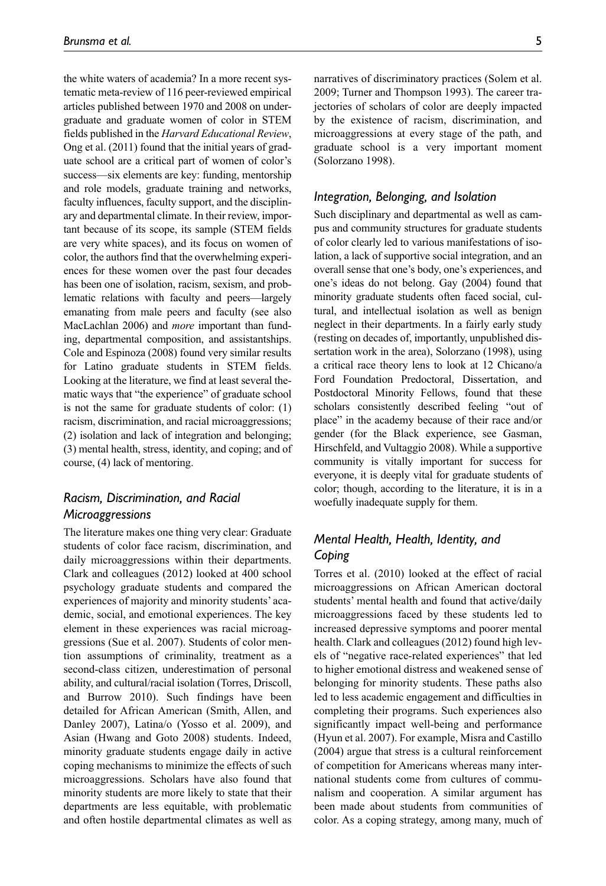the white waters of academia? In a more recent systematic meta-review of 116 peer-reviewed empirical articles published between 1970 and 2008 on undergraduate and graduate women of color in STEM fields published in the *Harvard Educational Review*, Ong et al. (2011) found that the initial years of graduate school are a critical part of women of color's success—six elements are key: funding, mentorship and role models, graduate training and networks, faculty influences, faculty support, and the disciplinary and departmental climate. In their review, important because of its scope, its sample (STEM fields are very white spaces), and its focus on women of color, the authors find that the overwhelming experiences for these women over the past four decades has been one of isolation, racism, sexism, and problematic relations with faculty and peers—largely emanating from male peers and faculty (see also MacLachlan 2006) and *more* important than funding, departmental composition, and assistantships. Cole and Espinoza (2008) found very similar results for Latino graduate students in STEM fields. Looking at the literature, we find at least several thematic ways that "the experience" of graduate school is not the same for graduate students of color: (1) racism, discrimination, and racial microaggressions; (2) isolation and lack of integration and belonging; (3) mental health, stress, identity, and coping; and of course, (4) lack of mentoring.

### *Racism, Discrimination, and Racial Microaggressions*

The literature makes one thing very clear: Graduate students of color face racism, discrimination, and daily microaggressions within their departments. Clark and colleagues (2012) looked at 400 school psychology graduate students and compared the experiences of majority and minority students' academic, social, and emotional experiences. The key element in these experiences was racial microaggressions (Sue et al. 2007). Students of color mention assumptions of criminality, treatment as a second-class citizen, underestimation of personal ability, and cultural/racial isolation (Torres, Driscoll, and Burrow 2010). Such findings have been detailed for African American (Smith, Allen, and Danley 2007), Latina/o (Yosso et al. 2009), and Asian (Hwang and Goto 2008) students. Indeed, minority graduate students engage daily in active coping mechanisms to minimize the effects of such microaggressions. Scholars have also found that minority students are more likely to state that their departments are less equitable, with problematic and often hostile departmental climates as well as narratives of discriminatory practices (Solem et al. 2009; Turner and Thompson 1993). The career trajectories of scholars of color are deeply impacted by the existence of racism, discrimination, and microaggressions at every stage of the path, and graduate school is a very important moment (Solorzano 1998).

### *Integration, Belonging, and Isolation*

Such disciplinary and departmental as well as campus and community structures for graduate students of color clearly led to various manifestations of isolation, a lack of supportive social integration, and an overall sense that one's body, one's experiences, and one's ideas do not belong. Gay (2004) found that minority graduate students often faced social, cultural, and intellectual isolation as well as benign neglect in their departments. In a fairly early study (resting on decades of, importantly, unpublished dissertation work in the area), Solorzano (1998), using a critical race theory lens to look at 12 Chicano/a Ford Foundation Predoctoral, Dissertation, and Postdoctoral Minority Fellows, found that these scholars consistently described feeling "out of place" in the academy because of their race and/or gender (for the Black experience, see Gasman, Hirschfeld, and Vultaggio 2008). While a supportive community is vitally important for success for everyone, it is deeply vital for graduate students of color; though, according to the literature, it is in a woefully inadequate supply for them.

### *Mental Health, Health, Identity, and Coping*

Torres et al. (2010) looked at the effect of racial microaggressions on African American doctoral students' mental health and found that active/daily microaggressions faced by these students led to increased depressive symptoms and poorer mental health. Clark and colleagues (2012) found high levels of "negative race-related experiences" that led to higher emotional distress and weakened sense of belonging for minority students. These paths also led to less academic engagement and difficulties in completing their programs. Such experiences also significantly impact well-being and performance (Hyun et al. 2007). For example, Misra and Castillo (2004) argue that stress is a cultural reinforcement of competition for Americans whereas many international students come from cultures of communalism and cooperation. A similar argument has been made about students from communities of color. As a coping strategy, among many, much of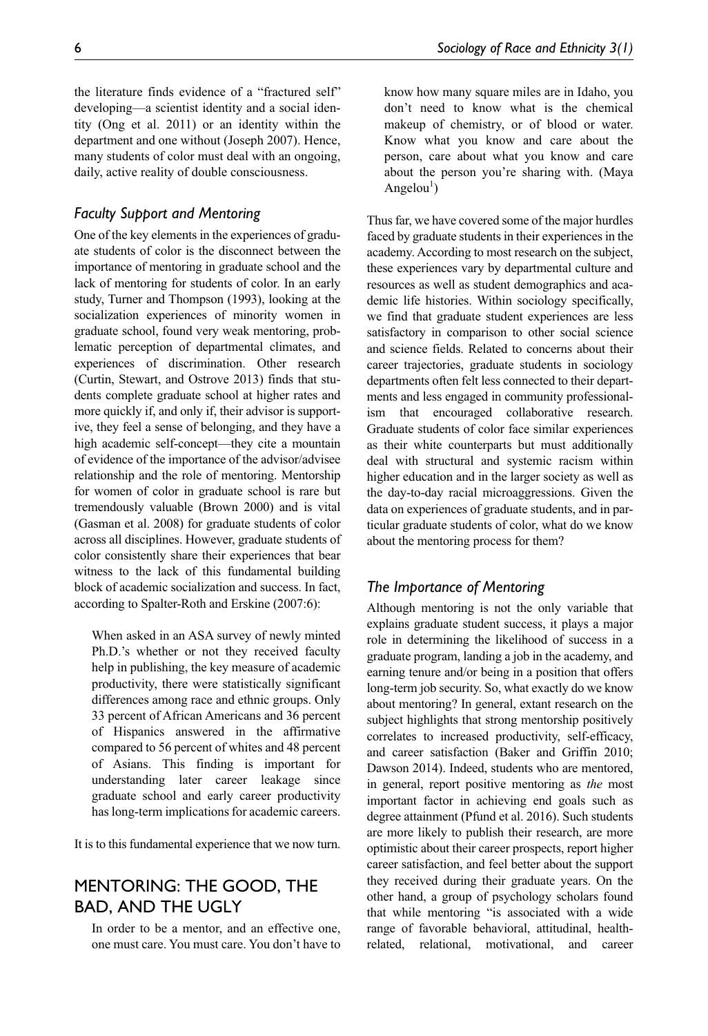the literature finds evidence of a "fractured self" developing—a scientist identity and a social identity (Ong et al. 2011) or an identity within the department and one without (Joseph 2007). Hence, many students of color must deal with an ongoing, daily, active reality of double consciousness.

### *Faculty Support and Mentoring*

One of the key elements in the experiences of graduate students of color is the disconnect between the importance of mentoring in graduate school and the lack of mentoring for students of color. In an early study, Turner and Thompson (1993), looking at the socialization experiences of minority women in graduate school, found very weak mentoring, problematic perception of departmental climates, and experiences of discrimination. Other research (Curtin, Stewart, and Ostrove 2013) finds that students complete graduate school at higher rates and more quickly if, and only if, their advisor is supportive, they feel a sense of belonging, and they have a high academic self-concept—they cite a mountain of evidence of the importance of the advisor/advisee relationship and the role of mentoring. Mentorship for women of color in graduate school is rare but tremendously valuable (Brown 2000) and is vital (Gasman et al. 2008) for graduate students of color across all disciplines. However, graduate students of color consistently share their experiences that bear witness to the lack of this fundamental building block of academic socialization and success. In fact, according to Spalter-Roth and Erskine (2007:6):

> When asked in an ASA survey of newly minted Ph.D.'s whether or not they received faculty help in publishing, the key measure of academic productivity, there were statistically significant differences among race and ethnic groups. Only 33 percent of African Americans and 36 percent of Hispanics answered in the affirmative compared to 56 percent of whites and 48 percent of Asians. This finding is important for understanding later career leakage since graduate school and early career productivity has long-term implications for academic careers.

It is to this fundamental experience that we now turn.

## MENTORING: THE GOOD, THE BAD, AND THE UGLY

> In order to be a mentor, and an effective one, one must care. You must care. You don't have to know how many square miles are in Idaho, you don't need to know what is the chemical makeup of chemistry, or of blood or water. Know what you know and care about the person, care about what you know and care about the person you're sharing with. (Maya Angelou[1])

Thus far, we have covered some of the major hurdles faced by graduate students in their experiences in the academy. According to most research on the subject, these experiences vary by departmental culture and resources as well as student demographics and academic life histories. Within sociology specifically, we find that graduate student experiences are less satisfactory in comparison to other social science and science fields. Related to concerns about their career trajectories, graduate students in sociology departments often felt less connected to their departments and less engaged in community professionalism that encouraged collaborative research. Graduate students of color face similar experiences as their white counterparts but must additionally deal with structural and systemic racism within higher education and in the larger society as well as the day-to-day racial microaggressions. Given the data on experiences of graduate students, and in particular graduate students of color, what do we know about the mentoring process for them?

### *The Importance of Mentoring*

Although mentoring is not the only variable that explains graduate student success, it plays a major role in determining the likelihood of success in a graduate program, landing a job in the academy, and earning tenure and/or being in a position that offers long-term job security. So, what exactly do we know about mentoring? In general, extant research on the subject highlights that strong mentorship positively correlates to increased productivity, self-efficacy, and career satisfaction (Baker and Griffin 2010; Dawson 2014). Indeed, students who are mentored, in general, report positive mentoring as *the* most important factor in achieving end goals such as degree attainment (Pfund et al. 2016). Such students are more likely to publish their research, are more optimistic about their career prospects, report higher career satisfaction, and feel better about the support they received during their graduate years. On the other hand, a group of psychology scholars found that while mentoring "is associated with a wide range of favorable behavioral, attitudinal, health-related, relational, motivational, and career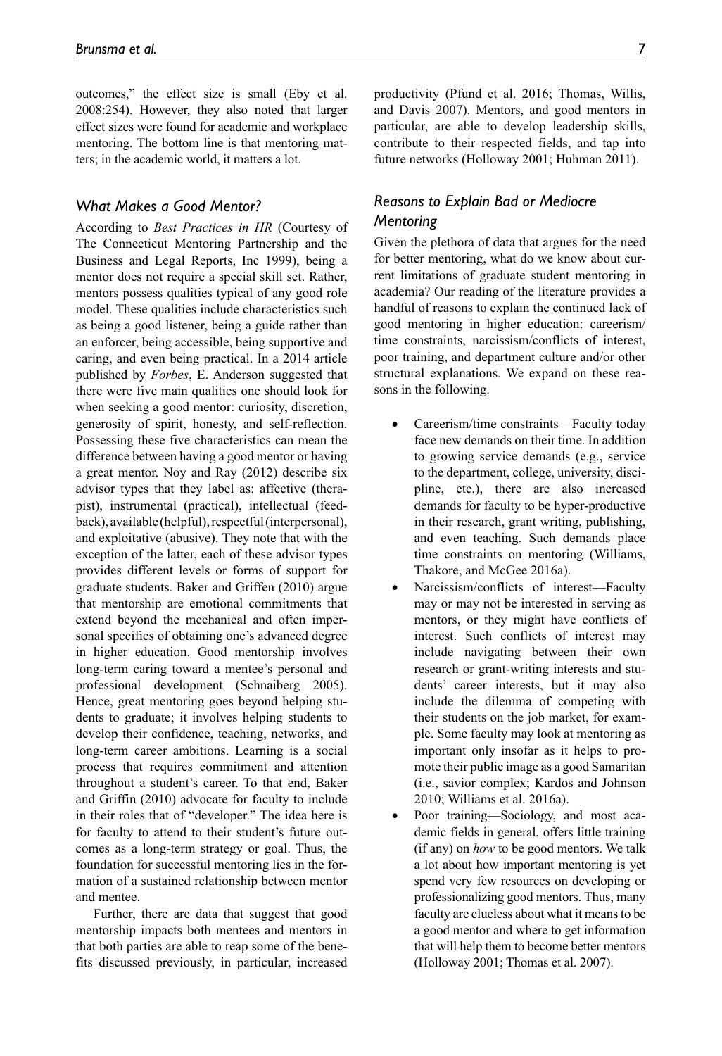outcomes," the effect size is small (Eby et al. 2008:254). However, they also noted that larger effect sizes were found for academic and workplace mentoring. The bottom line is that mentoring matters; in the academic world, it matters a lot.

### *What Makes a Good Mentor?*

According to *Best Practices in HR* (Courtesy of The Connecticut Mentoring Partnership and the Business and Legal Reports, Inc 1999), being a mentor does not require a special skill set. Rather, mentors possess qualities typical of any good role model. These qualities include characteristics such as being a good listener, being a guide rather than an enforcer, being accessible, being supportive and caring, and even being practical. In a 2014 article published by *Forbes*, E. Anderson suggested that there were five main qualities one should look for when seeking a good mentor: curiosity, discretion, generosity of spirit, honesty, and self-reflection. Possessing these five characteristics can mean the difference between having a good mentor or having a great mentor. Noy and Ray (2012) describe six advisor types that they label as: affective (therapist), instrumental (practical), intellectual (feedback), available (helpful), respectful (interpersonal), and exploitative (abusive). They note that with the exception of the latter, each of these advisor types provides different levels or forms of support for graduate students. Baker and Griffen (2010) argue that mentorship are emotional commitments that extend beyond the mechanical and often impersonal specifics of obtaining one's advanced degree in higher education. Good mentorship involves long-term caring toward a mentee's personal and professional development (Schnaiberg 2005). Hence, great mentoring goes beyond helping students to graduate; it involves helping students to develop their confidence, teaching, networks, and long-term career ambitions. Learning is a social process that requires commitment and attention throughout a student's career. To that end, Baker and Griffin (2010) advocate for faculty to include in their roles that of "developer." The idea here is for faculty to attend to their student's future outcomes as a long-term strategy or goal. Thus, the foundation for successful mentoring lies in the formation of a sustained relationship between mentor and mentee.

Further, there are data that suggest that good mentorship impacts both mentees and mentors in that both parties are able to reap some of the benefits discussed previously, in particular, increased productivity (Pfund et al. 2016; Thomas, Willis, and Davis 2007). Mentors, and good mentors in particular, are able to develop leadership skills, contribute to their respected fields, and tap into future networks (Holloway 2001; Huhman 2011).

### *Reasons to Explain Bad or Mediocre Mentoring*

Given the plethora of data that argues for the need for better mentoring, what do we know about current limitations of graduate student mentoring in academia? Our reading of the literature provides a handful of reasons to explain the continued lack of good mentoring in higher education: careerism/time constraints, narcissism/conflicts of interest, poor training, and department culture and/or other structural explanations. We expand on these reasons in the following.

- Careerism/time constraints—Faculty today face new demands on their time. In addition to growing service demands (e.g., service to the department, college, university, discipline, etc.), there are also increased demands for faculty to be hyper-productive in their research, grant writing, publishing, and even teaching. Such demands place time constraints on mentoring (Williams, Thakore, and McGee 2016a).
- Narcissism/conflicts of interest—Faculty may or may not be interested in serving as mentors, or they might have conflicts of interest. Such conflicts of interest may include navigating between their own research or grant-writing interests and students' career interests, but it may also include the dilemma of competing with their students on the job market, for example. Some faculty may look at mentoring as important only insofar as it helps to promote their public image as a good Samaritan (i.e., savior complex; Kardos and Johnson 2010; Williams et al. 2016a).
- Poor training—Sociology, and most academic fields in general, offers little training (if any) on *how* to be good mentors. We talk a lot about how important mentoring is yet spend very few resources on developing or professionalizing good mentors. Thus, many faculty are clueless about what it means to be a good mentor and where to get information that will help them to become better mentors (Holloway 2001; Thomas et al. 2007).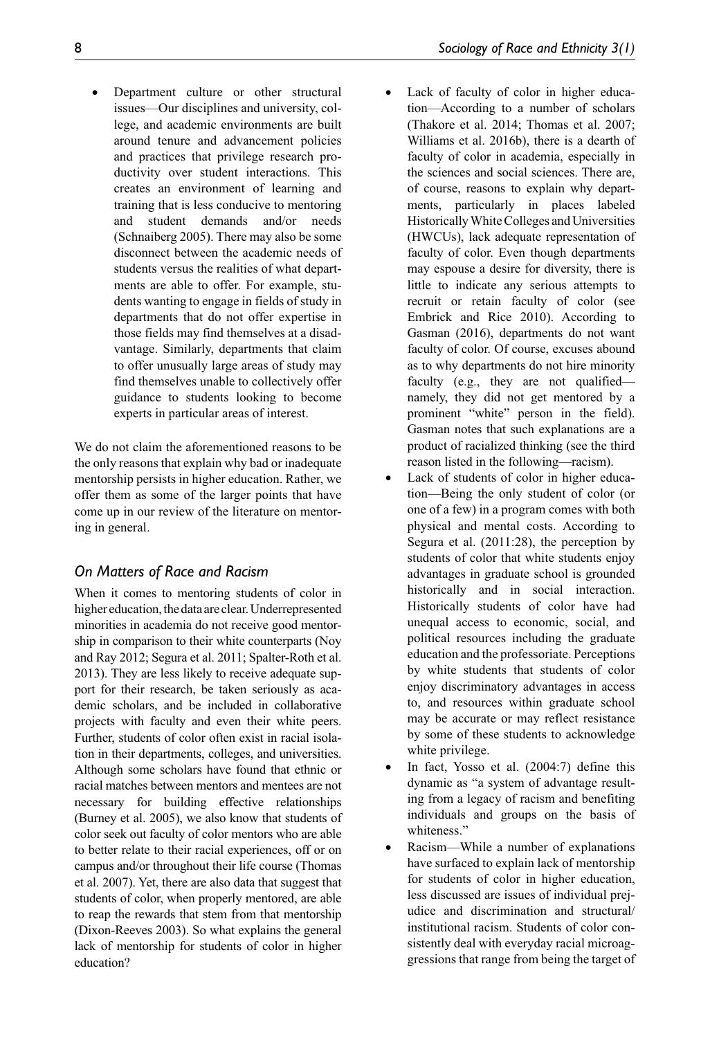- Department culture or other structural issues—Our disciplines and university, college, and academic environments are built around tenure and advancement policies and practices that privilege research productivity over student interactions. This creates an environment of learning and training that is less conducive to mentoring and student demands and/or needs (Schnaiberg 2005). There may also be some disconnect between the academic needs of students versus the realities of what departments are able to offer. For example, students wanting to engage in fields of study in departments that do not offer expertise in those fields may find themselves at a disadvantage. Similarly, departments that claim to offer unusually large areas of study may find themselves unable to collectively offer guidance to students looking to become experts in particular areas of interest.

We do not claim the aforementioned reasons to be the only reasons that explain why bad or inadequate mentorship persists in higher education. Rather, we offer them as some of the larger points that have come up in our review of the literature on mentoring in general.

### *On Matters of Race and Racism*

When it comes to mentoring students of color in higher education, the data are clear. Underrepresented minorities in academia do not receive good mentorship in comparison to their white counterparts (Noy and Ray 2012; Segura et al. 2011; Spalter-Roth et al. 2013). They are less likely to receive adequate support for their research, be taken seriously as academic scholars, and be included in collaborative projects with faculty and even their white peers. Further, students of color often exist in racial isolation in their departments, colleges, and universities. Although some scholars have found that ethnic or racial matches between mentors and mentees are not necessary for building effective relationships (Burney et al. 2005), we also know that students of color seek out faculty of color mentors who are able to better relate to their racial experiences, off or on campus and/or throughout their life course (Thomas et al. 2007). Yet, there are also data that suggest that students of color, when properly mentored, are able to reap the rewards that stem from that mentorship (Dixon-Reeves 2003). So what explains the general lack of mentorship for students of color in higher education?

- Lack of faculty of color in higher education—According to a number of scholars (Thakore et al. 2014; Thomas et al. 2007; Williams et al. 2016b), there is a dearth of faculty of color in academia, especially in the sciences and social sciences. There are, of course, reasons to explain why departments, particularly in places labeled Historically White Colleges and Universities (HWCUs), lack adequate representation of faculty of color. Even though departments may espouse a desire for diversity, there is little to indicate any serious attempts to recruit or retain faculty of color (see Embrick and Rice 2010). According to Gasman (2016), departments do not want faculty of color. Of course, excuses abound as to why departments do not hire minority faculty (e.g., they are not qualified—namely, they did not get mentored by a prominent "white" person in the field). Gasman notes that such explanations are a product of racialized thinking (see the third reason listed in the following—racism).
- Lack of students of color in higher education—Being the only student of color (or one of a few) in a program comes with both physical and mental costs. According to Segura et al. (2011:28), the perception by students of color that white students enjoy advantages in graduate school is grounded historically and in social interaction. Historically students of color have had unequal access to economic, social, and political resources including the graduate education and the professoriate. Perceptions by white students that students of color enjoy discriminatory advantages in access to, and resources within graduate school may be accurate or may reflect resistance by some of these students to acknowledge white privilege.
- In fact, Yosso et al. (2004:7) define this dynamic as "a system of advantage resulting from a legacy of racism and benefiting individuals and groups on the basis of whiteness."
- Racism—While a number of explanations have surfaced to explain lack of mentorship for students of color in higher education, less discussed are issues of individual prejudice and discrimination and structural/institutional racism. Students of color consistently deal with everyday racial microaggressions that range from being the target of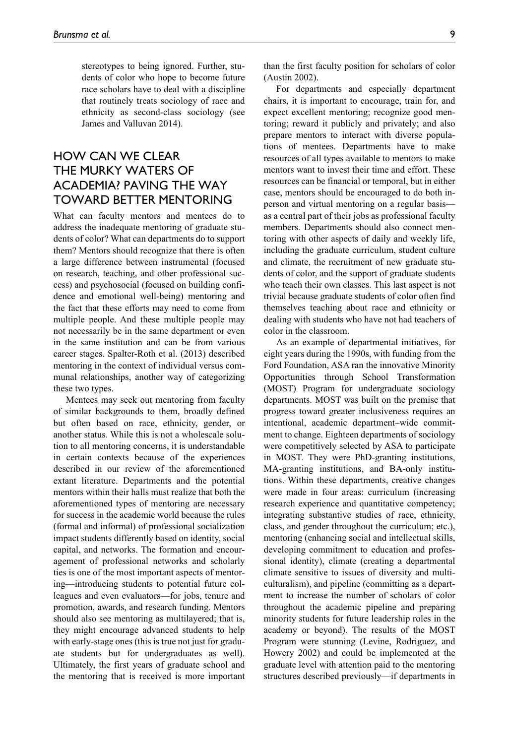stereotypes to being ignored. Further, students of color who hope to become future race scholars have to deal with a discipline that routinely treats sociology of race and ethnicity as second-class sociology (see James and Valluvan 2014).

## HOW CAN WE CLEAR THE MURKY WATERS OF ACADEMIA? PAVING THE WAY TOWARD BETTER MENTORING

What can faculty mentors and mentees do to address the inadequate mentoring of graduate students of color? What can departments do to support them? Mentors should recognize that there is often a large difference between instrumental (focused on research, teaching, and other professional success) and psychosocial (focused on building confidence and emotional well-being) mentoring and the fact that these efforts may need to come from multiple people. And these multiple people may not necessarily be in the same department or even in the same institution and can be from various career stages. Spalter-Roth et al. (2013) described mentoring in the context of individual versus communal relationships, another way of categorizing these two types.

Mentees may seek out mentoring from faculty of similar backgrounds to them, broadly defined but often based on race, ethnicity, gender, or another status. While this is not a wholescale solution to all mentoring concerns, it is understandable in certain contexts because of the experiences described in our review of the aforementioned extant literature. Departments and the potential mentors within their halls must realize that both the aforementioned types of mentoring are necessary for success in the academic world because the rules (formal and informal) of professional socialization impact students differently based on identity, social capital, and networks. The formation and encouragement of professional networks and scholarly ties is one of the most important aspects of mentoring—introducing students to potential future colleagues and even evaluators—for jobs, tenure and promotion, awards, and research funding. Mentors should also see mentoring as multilayered; that is, they might encourage advanced students to help with early-stage ones (this is true not just for graduate students but for undergraduates as well). Ultimately, the first years of graduate school and the mentoring that is received is more important than the first faculty position for scholars of color (Austin 2002).

For departments and especially department chairs, it is important to encourage, train for, and expect excellent mentoring; recognize good mentoring; reward it publicly and privately; and also prepare mentors to interact with diverse populations of mentees. Departments have to make resources of all types available to mentors to make mentors want to invest their time and effort. These resources can be financial or temporal, but in either case, mentors should be encouraged to do both in-person and virtual mentoring on a regular basis—as a central part of their jobs as professional faculty members. Departments should also connect mentoring with other aspects of daily and weekly life, including the graduate curriculum, student culture and climate, the recruitment of new graduate students of color, and the support of graduate students who teach their own classes. This last aspect is not trivial because graduate students of color often find themselves teaching about race and ethnicity or dealing with students who have not had teachers of color in the classroom.

As an example of departmental initiatives, for eight years during the 1990s, with funding from the Ford Foundation, ASA ran the innovative Minority Opportunities through School Transformation (MOST) Program for undergraduate sociology departments. MOST was built on the premise that progress toward greater inclusiveness requires an intentional, academic department–wide commitment to change. Eighteen departments of sociology were competitively selected by ASA to participate in MOST. They were PhD-granting institutions, MA-granting institutions, and BA-only institutions. Within these departments, creative changes were made in four areas: curriculum (increasing research experience and quantitative competency; integrating substantive studies of race, ethnicity, class, and gender throughout the curriculum; etc.), mentoring (enhancing social and intellectual skills, developing commitment to education and professional identity), climate (creating a departmental climate sensitive to issues of diversity and multiculturalism), and pipeline (committing as a department to increase the number of scholars of color throughout the academic pipeline and preparing minority students for future leadership roles in the academy or beyond). The results of the MOST Program were stunning (Levine, Rodriguez, and Howery 2002) and could be implemented at the graduate level with attention paid to the mentoring structures described previously—if departments in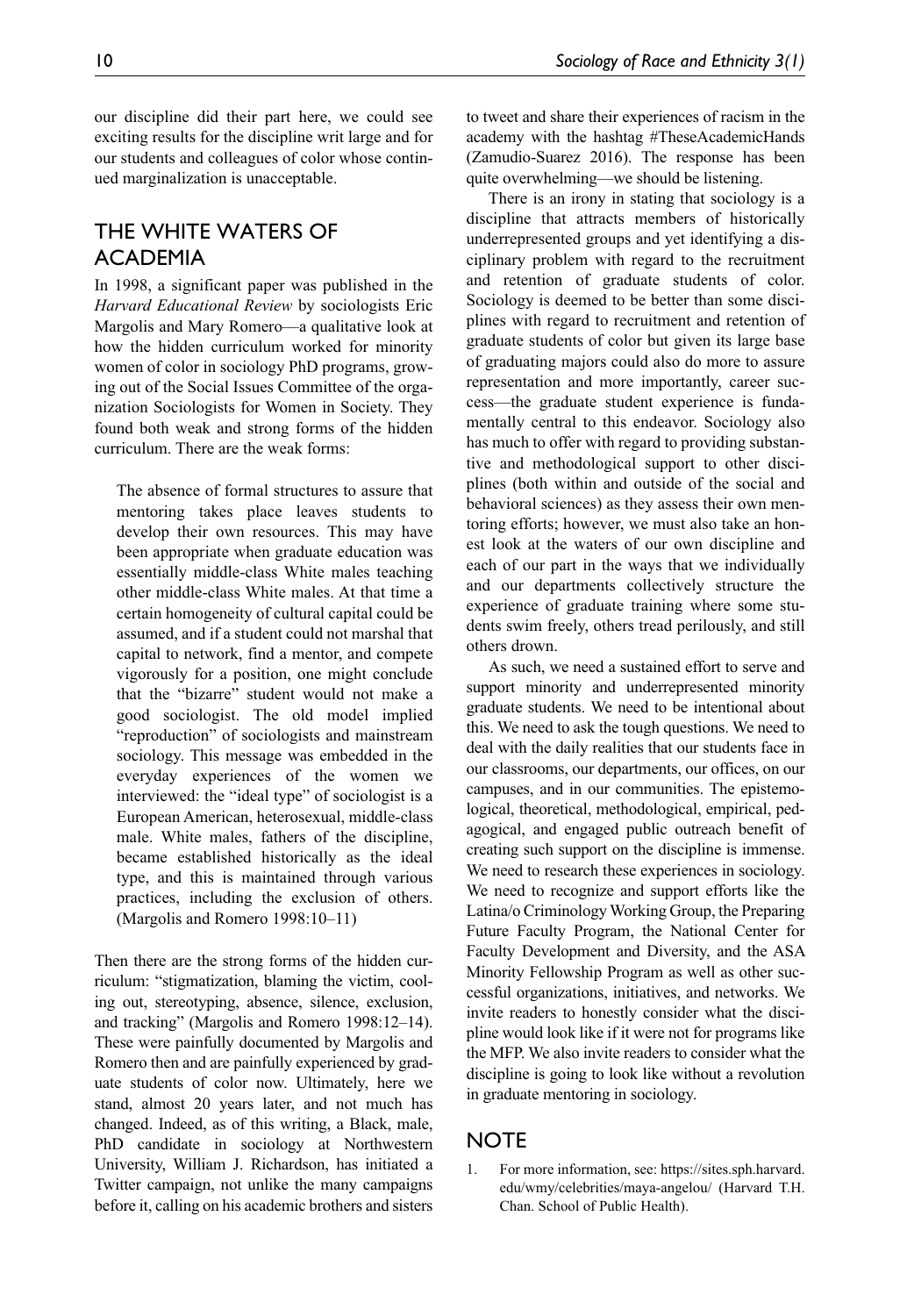our discipline did their part here, we could see exciting results for the discipline writ large and for our students and colleagues of color whose continued marginalization is unacceptable.

## THE WHITE WATERS OF ACADEMIA

In 1998, a significant paper was published in the *Harvard Educational Review* by sociologists Eric Margolis and Mary Romero—a qualitative look at how the hidden curriculum worked for minority women of color in sociology PhD programs, growing out of the Social Issues Committee of the organization Sociologists for Women in Society. They found both weak and strong forms of the hidden curriculum. There are the weak forms:

> The absence of formal structures to assure that mentoring takes place leaves students to develop their own resources. This may have been appropriate when graduate education was essentially middle-class White males teaching other middle-class White males. At that time a certain homogeneity of cultural capital could be assumed, and if a student could not marshal that capital to network, find a mentor, and compete vigorously for a position, one might conclude that the "bizarre" student would not make a good sociologist. The old model implied "reproduction" of sociologists and mainstream sociology. This message was embedded in the everyday experiences of the women we interviewed: the "ideal type" of sociologist is a European American, heterosexual, middle-class male. White males, fathers of the discipline, became established historically as the ideal type, and this is maintained through various practices, including the exclusion of others. (Margolis and Romero 1998:10–11)

Then there are the strong forms of the hidden curriculum: "stigmatization, blaming the victim, cooling out, stereotyping, absence, silence, exclusion, and tracking" (Margolis and Romero 1998:12–14). These were painfully documented by Margolis and Romero then and are painfully experienced by graduate students of color now. Ultimately, here we stand, almost 20 years later, and not much has changed. Indeed, as of this writing, a Black, male, PhD candidate in sociology at Northwestern University, William J. Richardson, has initiated a Twitter campaign, not unlike the many campaigns before it, calling on his academic brothers and sisters to tweet and share their experiences of racism in the academy with the hashtag #TheseAcademicHands (Zamudio-Suarez 2016). The response has been quite overwhelming—we should be listening.

There is an irony in stating that sociology is a discipline that attracts members of historically underrepresented groups and yet identifying a disciplinary problem with regard to the recruitment and retention of graduate students of color. Sociology is deemed to be better than some disciplines with regard to recruitment and retention of graduate students of color but given its large base of graduating majors could also do more to assure representation and more importantly, career success—the graduate student experience is fundamentally central to this endeavor. Sociology also has much to offer with regard to providing substantive and methodological support to other disciplines (both within and outside of the social and behavioral sciences) as they assess their own mentoring efforts; however, we must also take an honest look at the waters of our own discipline and each of our part in the ways that we individually and our departments collectively structure the experience of graduate training where some students swim freely, others tread perilously, and still others drown.

As such, we need a sustained effort to serve and support minority and underrepresented minority graduate students. We need to be intentional about this. We need to ask the tough questions. We need to deal with the daily realities that our students face in our classrooms, our departments, our offices, on our campuses, and in our communities. The epistemological, theoretical, methodological, empirical, pedagogical, and engaged public outreach benefit of creating such support on the discipline is immense. We need to research these experiences in sociology. We need to recognize and support efforts like the Latina/o Criminology Working Group, the Preparing Future Faculty Program, the National Center for Faculty Development and Diversity, and the ASA Minority Fellowship Program as well as other successful organizations, initiatives, and networks. We invite readers to honestly consider what the discipline would look like if it were not for programs like the MFP. We also invite readers to consider what the discipline is going to look like without a revolution in graduate mentoring in sociology.

## NOTE

1. For more information, see: https://sites.sph.harvard.edu/wmy/celebrities/maya-angelou/ (Harvard T.H. Chan. School of Public Health).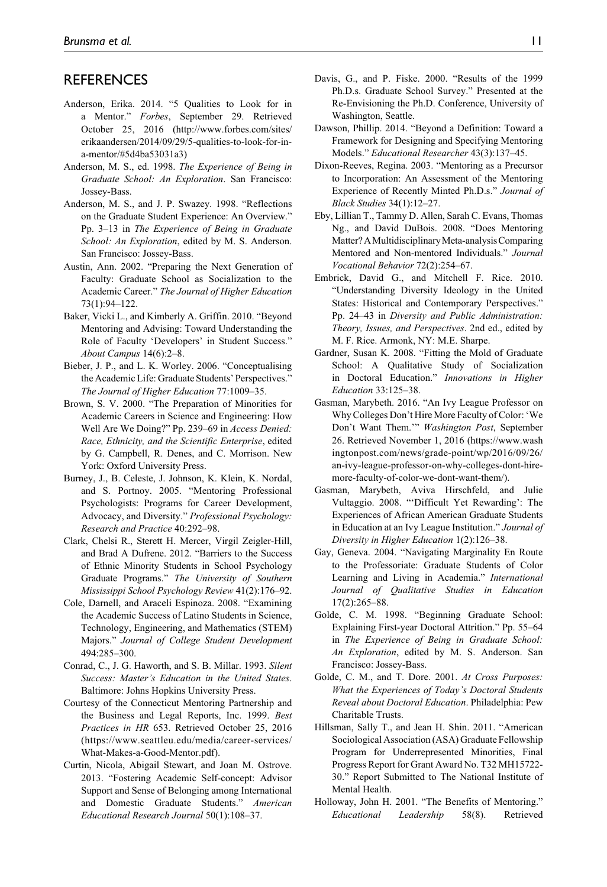## REFERENCES

Anderson, Erika. 2014. "5 Qualities to Look for in a Mentor." *Forbes*, September 29. Retrieved October 25, 2016 (http://www.forbes.com/sites/erikaandersen/2014/09/29/5-qualities-to-look-for-in-a-mentor/#5d4ba53031a3)

Anderson, M. S., ed. 1998. *The Experience of Being in Graduate School: An Exploration*. San Francisco: Jossey-Bass.

Anderson, M. S., and J. P. Swazey. 1998. "Reflections on the Graduate Student Experience: An Overview." Pp. 3–13 in *The Experience of Being in Graduate School: An Exploration*, edited by M. S. Anderson. San Francisco: Jossey-Bass.

Austin, Ann. 2002. "Preparing the Next Generation of Faculty: Graduate School as Socialization to the Academic Career." *The Journal of Higher Education* 73(1):94–122.

Baker, Vicki L., and Kimberly A. Griffin. 2010. "Beyond Mentoring and Advising: Toward Understanding the Role of Faculty 'Developers' in Student Success." *About Campus* 14(6):2–8.

Bieber, J. P., and L. K. Worley. 2006. "Conceptualising the Academic Life: Graduate Students' Perspectives." *The Journal of Higher Education* 77:1009–35.

Brown, S. V. 2000. "The Preparation of Minorities for Academic Careers in Science and Engineering: How Well Are We Doing?" Pp. 239–69 in *Access Denied: Race, Ethnicity, and the Scientific Enterprise*, edited by G. Campbell, R. Denes, and C. Morrison. New York: Oxford University Press.

Burney, J., B. Celeste, J. Johnson, K. Klein, K. Nordal, and S. Portnoy. 2005. "Mentoring Professional Psychologists: Programs for Career Development, Advocacy, and Diversity." *Professional Psychology: Research and Practice* 40:292–98.

Clark, Chelsi R., Sterett H. Mercer, Virgil Zeigler-Hill, and Brad A Dufrene. 2012. "Barriers to the Success of Ethnic Minority Students in School Psychology Graduate Programs." *The University of Southern Mississippi School Psychology Review* 41(2):176–92.

Cole, Darnell, and Araceli Espinoza. 2008. "Examining the Academic Success of Latino Students in Science, Technology, Engineering, and Mathematics (STEM) Majors." *Journal of College Student Development* 494:285–300.

Conrad, C., J. G. Haworth, and S. B. Millar. 1993. *Silent Success: Master's Education in the United States*. Baltimore: Johns Hopkins University Press.

Courtesy of the Connecticut Mentoring Partnership and the Business and Legal Reports, Inc. 1999. *Best Practices in HR* 653. Retrieved October 25, 2016 (https://www.seattleu.edu/media/career-services/What-Makes-a-Good-Mentor.pdf).

Curtin, Nicola, Abigail Stewart, and Joan M. Ostrove. 2013. "Fostering Academic Self-concept: Advisor Support and Sense of Belonging among International and Domestic Graduate Students." *American Educational Research Journal* 50(1):108–37.

Davis, G., and P. Fiske. 2000. "Results of the 1999 Ph.D.s. Graduate School Survey." Presented at the Re-Envisioning the Ph.D. Conference, University of Washington, Seattle.

Dawson, Phillip. 2014. "Beyond a Definition: Toward a Framework for Designing and Specifying Mentoring Models." *Educational Researcher* 43(3):137–45.

Dixon-Reeves, Regina. 2003. "Mentoring as a Precursor to Incorporation: An Assessment of the Mentoring Experience of Recently Minted Ph.D.s." *Journal of Black Studies* 34(1):12–27.

Eby, Lillian T., Tammy D. Allen, Sarah C. Evans, Thomas Ng., and David DuBois. 2008. "Does Mentoring Matter? A Multidisciplinary Meta-analysis Comparing Mentored and Non-mentored Individuals." *Journal Vocational Behavior* 72(2):254–67.

Embrick, David G., and Mitchell F. Rice. 2010. "Understanding Diversity Ideology in the United States: Historical and Contemporary Perspectives." Pp. 24–43 in *Diversity and Public Administration: Theory, Issues, and Perspectives*. 2nd ed., edited by M. F. Rice. Armonk, NY: M.E. Sharpe.

Gardner, Susan K. 2008. "Fitting the Mold of Graduate School: A Qualitative Study of Socialization in Doctoral Education." *Innovations in Higher Education* 33:125–38.

Gasman, Marybeth. 2016. "An Ivy League Professor on Why Colleges Don't Hire More Faculty of Color: 'We Don't Want Them.'" *Washington Post*, September 26. Retrieved November 1, 2016 (https://www.washingtonpost.com/news/grade-point/wp/2016/09/26/an-ivy-league-professor-on-why-colleges-dont-hire-more-faculty-of-color-we-dont-want-them/).

Gasman, Marybeth, Aviva Hirschfeld, and Julie Vultaggio. 2008. "'Difficult Yet Rewarding': The Experiences of African American Graduate Students in Education at an Ivy League Institution." *Journal of Diversity in Higher Education* 1(2):126–38.

Gay, Geneva. 2004. "Navigating Marginality En Route to the Professoriate: Graduate Students of Color Learning and Living in Academia." *International Journal of Qualitative Studies in Education* 17(2):265–88.

Golde, C. M. 1998. "Beginning Graduate School: Explaining First-year Doctoral Attrition." Pp. 55–64 in *The Experience of Being in Graduate School: An Exploration*, edited by M. S. Anderson. San Francisco: Jossey-Bass.

Golde, C. M., and T. Dore. 2001. *At Cross Purposes: What the Experiences of Today's Doctoral Students Reveal about Doctoral Education*. Philadelphia: Pew Charitable Trusts.

Hillsman, Sally T., and Jean H. Shin. 2011. "American Sociological Association (ASA) Graduate Fellowship Program for Underrepresented Minorities, Final Progress Report for Grant Award No. T32 MH15722-30." Report Submitted to The National Institute of Mental Health.

Holloway, John H. 2001. "The Benefits of Mentoring." *Educational Leadership* 58(8). Retrieved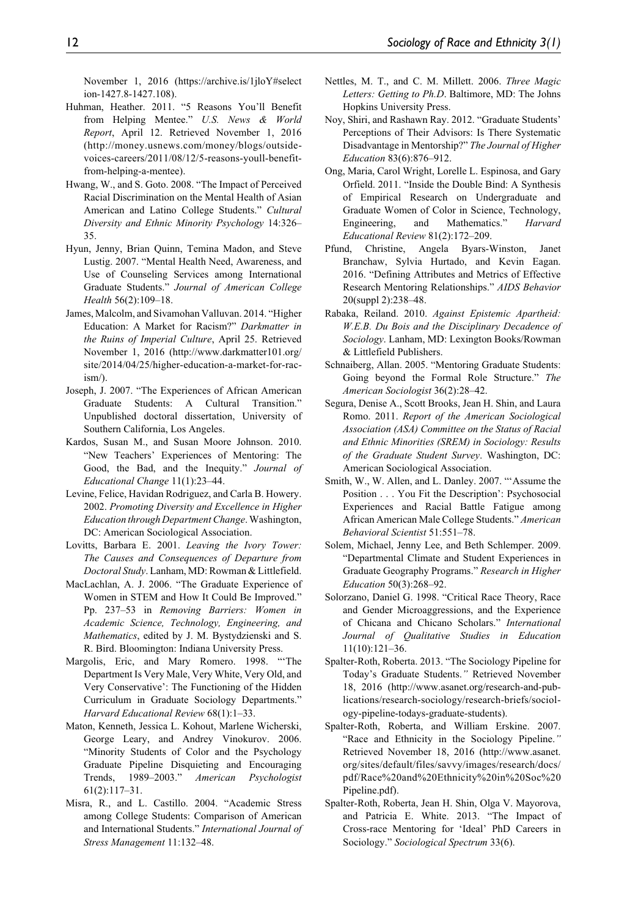November 1, 2016 (https://archive.is/1jloY#selection-1427.8-1427.108).

Huhman, Heather. 2011. "5 Reasons You'll Benefit from Helping Mentee." *U.S. News & World Report*, April 12. Retrieved November 1, 2016 (http://money.usnews.com/money/blogs/outside-voices-careers/2011/08/12/5-reasons-youll-benefit-from-helping-a-mentee).

Hwang, W., and S. Goto. 2008. "The Impact of Perceived Racial Discrimination on the Mental Health of Asian American and Latino College Students." *Cultural Diversity and Ethnic Minority Psychology* 14:326–35.

Hyun, Jenny, Brian Quinn, Temina Madon, and Steve Lustig. 2007. "Mental Health Need, Awareness, and Use of Counseling Services among International Graduate Students." *Journal of American College Health* 56(2):109–18.

James, Malcolm, and Sivamohan Valluvan. 2014. "Higher Education: A Market for Racism?" *Darkmatter in the Ruins of Imperial Culture*, April 25. Retrieved November 1, 2016 (http://www.darkmatter101.org/site/2014/04/25/higher-education-a-market-for-racism/).

Joseph, J. 2007. "The Experiences of African American Graduate Students: A Cultural Transition." Unpublished doctoral dissertation, University of Southern California, Los Angeles.

Kardos, Susan M., and Susan Moore Johnson. 2010. "New Teachers' Experiences of Mentoring: The Good, the Bad, and the Inequity." *Journal of Educational Change* 11(1):23–44.

Levine, Felice, Havidan Rodriguez, and Carla B. Howery. 2002. *Promoting Diversity and Excellence in Higher Education through Department Change*. Washington, DC: American Sociological Association.

Lovitts, Barbara E. 2001. *Leaving the Ivory Tower: The Causes and Consequences of Departure from Doctoral Study*. Lanham, MD: Rowman & Littlefield.

MacLachlan, A. J. 2006. "The Graduate Experience of Women in STEM and How It Could Be Improved." Pp. 237–53 in *Removing Barriers: Women in Academic Science, Technology, Engineering, and Mathematics*, edited by J. M. Bystydzienski and S. R. Bird. Bloomington: Indiana University Press.

Margolis, Eric, and Mary Romero. 1998. "'The Department Is Very Male, Very White, Very Old, and Very Conservative': The Functioning of the Hidden Curriculum in Graduate Sociology Departments." *Harvard Educational Review* 68(1):1–33.

Maton, Kenneth, Jessica L. Kohout, Marlene Wicherski, George Leary, and Andrey Vinokurov. 2006. "Minority Students of Color and the Psychology Graduate Pipeline Disquieting and Encouraging Trends, 1989–2003." *American Psychologist* 61(2):117–31.

Misra, R., and L. Castillo. 2004. "Academic Stress among College Students: Comparison of American and International Students." *International Journal of Stress Management* 11:132–48.

Nettles, M. T., and C. M. Millett. 2006. *Three Magic Letters: Getting to Ph.D*. Baltimore, MD: The Johns Hopkins University Press.

Noy, Shiri, and Rashawn Ray. 2012. "Graduate Students' Perceptions of Their Advisors: Is There Systematic Disadvantage in Mentorship?" *The Journal of Higher Education* 83(6):876–912.

Ong, Maria, Carol Wright, Lorelle L. Espinosa, and Gary Orfield. 2011. "Inside the Double Bind: A Synthesis of Empirical Research on Undergraduate and Graduate Women of Color in Science, Technology, Engineering, and Mathematics." *Harvard Educational Review* 81(2):172–209.

Pfund, Christine, Angela Byars-Winston, Janet Branchaw, Sylvia Hurtado, and Kevin Eagan. 2016. "Defining Attributes and Metrics of Effective Research Mentoring Relationships." *AIDS Behavior* 20(suppl 2):238–48.

Rabaka, Reiland. 2010. *Against Epistemic Apartheid: W.E.B. Du Bois and the Disciplinary Decadence of Sociology*. Lanham, MD: Lexington Books/Rowman & Littlefield Publishers.

Schnaiberg, Allan. 2005. "Mentoring Graduate Students: Going beyond the Formal Role Structure." *The American Sociologist* 36(2):28–42.

Segura, Denise A., Scott Brooks, Jean H. Shin, and Laura Romo. 2011. *Report of the American Sociological Association (ASA) Committee on the Status of Racial and Ethnic Minorities (SREM) in Sociology: Results of the Graduate Student Survey*. Washington, DC: American Sociological Association.

Smith, W., W. Allen, and L. Danley. 2007. "'Assume the Position . . . You Fit the Description': Psychosocial Experiences and Racial Battle Fatigue among African American Male College Students." *American Behavioral Scientist* 51:551–78.

Solem, Michael, Jenny Lee, and Beth Schlemper. 2009. "Departmental Climate and Student Experiences in Graduate Geography Programs." *Research in Higher Education* 50(3):268–92.

Solorzano, Daniel G. 1998. "Critical Race Theory, Race and Gender Microaggressions, and the Experience of Chicana and Chicano Scholars." *International Journal of Qualitative Studies in Education* 11(10):121–36.

Spalter-Roth, Roberta. 2013. "The Sociology Pipeline for Today's Graduate Students." Retrieved November 18, 2016 (http://www.asanet.org/research-and-publications/research-sociology/research-briefs/sociology-pipeline-todays-graduate-students).

Spalter-Roth, Roberta, and William Erskine. 2007. "Race and Ethnicity in the Sociology Pipeline." Retrieved November 18, 2016 (http://www.asanet.org/sites/default/files/savvy/images/research/docs/pdf/Race%20and%20Ethnicity%20in%20Soc%20Pipeline.pdf).

Spalter-Roth, Roberta, Jean H. Shin, Olga V. Mayorova, and Patricia E. White. 2013. "The Impact of Cross-race Mentoring for 'Ideal' PhD Careers in Sociology." *Sociological Spectrum* 33(6).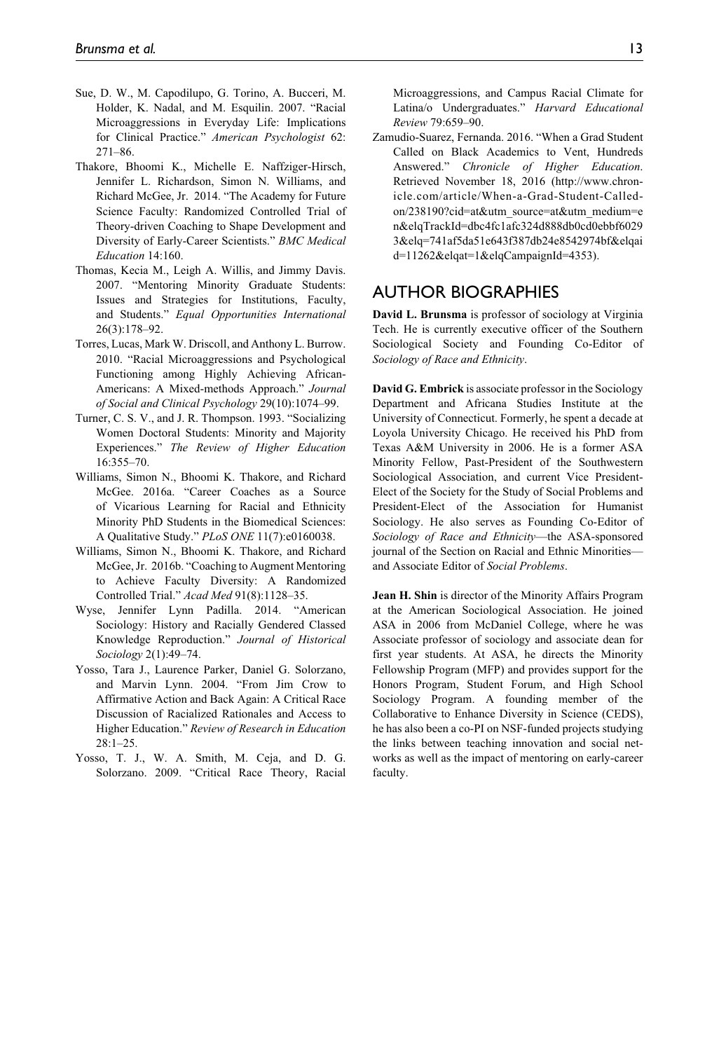Sue, D. W., M. Capodilupo, G. Torino, A. Bucceri, M. Holder, K. Nadal, and M. Esquilin. 2007. "Racial Microaggressions in Everyday Life: Implications for Clinical Practice." *American Psychologist* 62: 271–86.

Thakore, Bhoomi K., Michelle E. Naffziger-Hirsch, Jennifer L. Richardson, Simon N. Williams, and Richard McGee, Jr. 2014. "The Academy for Future Science Faculty: Randomized Controlled Trial of Theory-driven Coaching to Shape Development and Diversity of Early-Career Scientists." *BMC Medical Education* 14:160.

Thomas, Kecia M., Leigh A. Willis, and Jimmy Davis. 2007. "Mentoring Minority Graduate Students: Issues and Strategies for Institutions, Faculty, and Students." *Equal Opportunities International* 26(3):178–92.

Torres, Lucas, Mark W. Driscoll, and Anthony L. Burrow. 2010. "Racial Microaggressions and Psychological Functioning among Highly Achieving African-Americans: A Mixed-methods Approach." *Journal of Social and Clinical Psychology* 29(10):1074–99.

Turner, C. S. V., and J. R. Thompson. 1993. "Socializing Women Doctoral Students: Minority and Majority Experiences." *The Review of Higher Education* 16:355–70.

Williams, Simon N., Bhoomi K. Thakore, and Richard McGee. 2016a. "Career Coaches as a Source of Vicarious Learning for Racial and Ethnicity Minority PhD Students in the Biomedical Sciences: A Qualitative Study." *PLoS ONE* 11(7):e0160038.

Williams, Simon N., Bhoomi K. Thakore, and Richard McGee, Jr. 2016b. "Coaching to Augment Mentoring to Achieve Faculty Diversity: A Randomized Controlled Trial." *Acad Med* 91(8):1128–35.

Wyse, Jennifer Lynn Padilla. 2014. "American Sociology: History and Racially Gendered Classed Knowledge Reproduction." *Journal of Historical Sociology* 2(1):49–74.

Yosso, Tara J., Laurence Parker, Daniel G. Solorzano, and Marvin Lynn. 2004. "From Jim Crow to Affirmative Action and Back Again: A Critical Race Discussion of Racialized Rationales and Access to Higher Education." *Review of Research in Education* 28:1–25.

Yosso, T. J., W. A. Smith, M. Ceja, and D. G. Solorzano. 2009. "Critical Race Theory, Racial Microaggressions, and Campus Racial Climate for Latina/o Undergraduates." *Harvard Educational Review* 79:659–90.

Zamudio-Suarez, Fernanda. 2016. "When a Grad Student Called on Black Academics to Vent, Hundreds Answered." *Chronicle of Higher Education*. Retrieved November 18, 2016 (http://www.chronicle.com/article/When-a-Grad-Student-Called-on/238190?cid=at&utm_source=at&utm_medium=en&elqTrackId=dbc4fc1afc324d888db0cd0ebbf60293&elq=741af5da51e643f387db24e8542974bf&elqaid=11262&elqat=1&elqCampaignId=4353).

## AUTHOR BIOGRAPHIES

**David L. Brunsma** is professor of sociology at Virginia Tech. He is currently executive officer of the Southern Sociological Society and Founding Co-Editor of *Sociology of Race and Ethnicity*.

**David G. Embrick** is associate professor in the Sociology Department and Africana Studies Institute at the University of Connecticut. Formerly, he spent a decade at Loyola University Chicago. He received his PhD from Texas A&M University in 2006. He is a former ASA Minority Fellow, Past-President of the Southwestern Sociological Association, and current Vice President-Elect of the Society for the Study of Social Problems and President-Elect of the Association for Humanist Sociology. He also serves as Founding Co-Editor of *Sociology of Race and Ethnicity*—the ASA-sponsored journal of the Section on Racial and Ethnic Minorities—and Associate Editor of *Social Problems*.

**Jean H. Shin** is director of the Minority Affairs Program at the American Sociological Association. He joined ASA in 2006 from McDaniel College, where he was Associate professor of sociology and associate dean for first year students. At ASA, he directs the Minority Fellowship Program (MFP) and provides support for the Honors Program, Student Forum, and High School Sociology Program. A founding member of the Collaborative to Enhance Diversity in Science (CEDS), he has also been a co-PI on NSF-funded projects studying the links between teaching innovation and social networks as well as the impact of mentoring on early-career faculty.